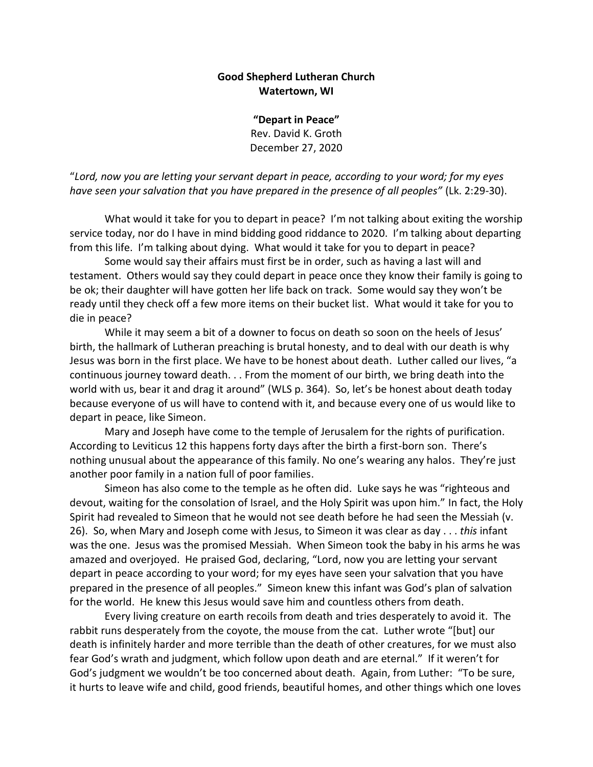**Good Shepherd Lutheran Church**
**Watertown, WI**

**"Depart in Peace"**
Rev. David K. Groth
December 27, 2020

"*Lord, now you are letting your servant depart in peace, according to your word; for my eyes have seen your salvation that you have prepared in the presence of all peoples"* (Lk. 2:29-30).

What would it take for you to depart in peace? I'm not talking about exiting the worship service today, nor do I have in mind bidding good riddance to 2020. I'm talking about departing from this life. I'm talking about dying. What would it take for you to depart in peace?

Some would say their affairs must first be in order, such as having a last will and testament. Others would say they could depart in peace once they know their family is going to be ok; their daughter will have gotten her life back on track. Some would say they won't be ready until they check off a few more items on their bucket list. What would it take for you to die in peace?

While it may seem a bit of a downer to focus on death so soon on the heels of Jesus' birth, the hallmark of Lutheran preaching is brutal honesty, and to deal with our death is why Jesus was born in the first place. We have to be honest about death. Luther called our lives, "a continuous journey toward death. . . From the moment of our birth, we bring death into the world with us, bear it and drag it around" (WLS p. 364). So, let's be honest about death today because everyone of us will have to contend with it, and because every one of us would like to depart in peace, like Simeon.

Mary and Joseph have come to the temple of Jerusalem for the rights of purification. According to Leviticus 12 this happens forty days after the birth a first-born son. There's nothing unusual about the appearance of this family. No one's wearing any halos. They're just another poor family in a nation full of poor families.

Simeon has also come to the temple as he often did. Luke says he was "righteous and devout, waiting for the consolation of Israel, and the Holy Spirit was upon him." In fact, the Holy Spirit had revealed to Simeon that he would not see death before he had seen the Messiah (v. 26). So, when Mary and Joseph come with Jesus, to Simeon it was clear as day . . . *this* infant was the one. Jesus was the promised Messiah. When Simeon took the baby in his arms he was amazed and overjoyed. He praised God, declaring, "Lord, now you are letting your servant depart in peace according to your word; for my eyes have seen your salvation that you have prepared in the presence of all peoples." Simeon knew this infant was God's plan of salvation for the world. He knew this Jesus would save him and countless others from death.

Every living creature on earth recoils from death and tries desperately to avoid it. The rabbit runs desperately from the coyote, the mouse from the cat. Luther wrote "[but] our death is infinitely harder and more terrible than the death of other creatures, for we must also fear God's wrath and judgment, which follow upon death and are eternal." If it weren't for God's judgment we wouldn't be too concerned about death. Again, from Luther: "To be sure, it hurts to leave wife and child, good friends, beautiful homes, and other things which one loves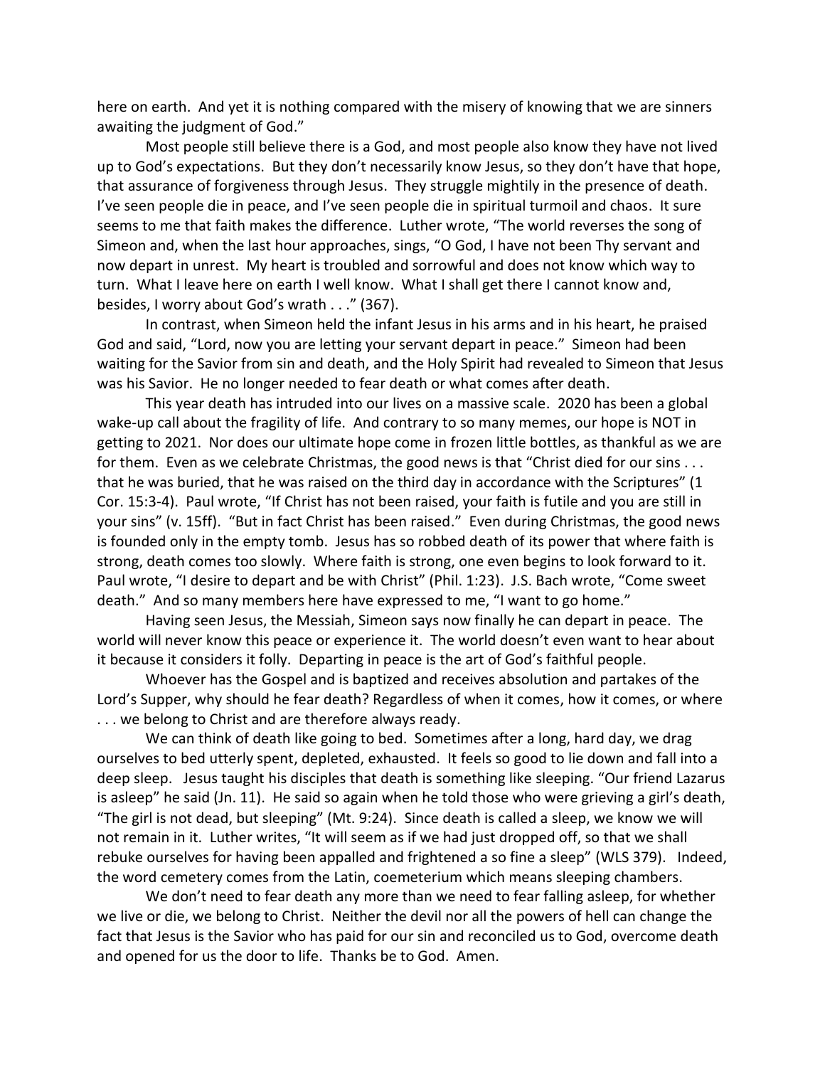here on earth. And yet it is nothing compared with the misery of knowing that we are sinners awaiting the judgment of God."

Most people still believe there is a God, and most people also know they have not lived up to God's expectations. But they don't necessarily know Jesus, so they don't have that hope, that assurance of forgiveness through Jesus. They struggle mightily in the presence of death. I've seen people die in peace, and I've seen people die in spiritual turmoil and chaos. It sure seems to me that faith makes the difference. Luther wrote, "The world reverses the song of Simeon and, when the last hour approaches, sings, "O God, I have not been Thy servant and now depart in unrest. My heart is troubled and sorrowful and does not know which way to turn. What I leave here on earth I well know. What I shall get there I cannot know and, besides, I worry about God's wrath . . ." (367).

In contrast, when Simeon held the infant Jesus in his arms and in his heart, he praised God and said, "Lord, now you are letting your servant depart in peace." Simeon had been waiting for the Savior from sin and death, and the Holy Spirit had revealed to Simeon that Jesus was his Savior. He no longer needed to fear death or what comes after death.

This year death has intruded into our lives on a massive scale. 2020 has been a global wake-up call about the fragility of life. And contrary to so many memes, our hope is NOT in getting to 2021. Nor does our ultimate hope come in frozen little bottles, as thankful as we are for them. Even as we celebrate Christmas, the good news is that "Christ died for our sins . . . that he was buried, that he was raised on the third day in accordance with the Scriptures" (1 Cor. 15:3-4). Paul wrote, "If Christ has not been raised, your faith is futile and you are still in your sins" (v. 15ff). "But in fact Christ has been raised." Even during Christmas, the good news is founded only in the empty tomb. Jesus has so robbed death of its power that where faith is strong, death comes too slowly. Where faith is strong, one even begins to look forward to it. Paul wrote, "I desire to depart and be with Christ" (Phil. 1:23). J.S. Bach wrote, "Come sweet death." And so many members here have expressed to me, "I want to go home."

Having seen Jesus, the Messiah, Simeon says now finally he can depart in peace. The world will never know this peace or experience it. The world doesn't even want to hear about it because it considers it folly. Departing in peace is the art of God's faithful people.

Whoever has the Gospel and is baptized and receives absolution and partakes of the Lord's Supper, why should he fear death? Regardless of when it comes, how it comes, or where . . . we belong to Christ and are therefore always ready.

We can think of death like going to bed. Sometimes after a long, hard day, we drag ourselves to bed utterly spent, depleted, exhausted. It feels so good to lie down and fall into a deep sleep. Jesus taught his disciples that death is something like sleeping. "Our friend Lazarus is asleep" he said (Jn. 11). He said so again when he told those who were grieving a girl's death, "The girl is not dead, but sleeping" (Mt. 9:24). Since death is called a sleep, we know we will not remain in it. Luther writes, "It will seem as if we had just dropped off, so that we shall rebuke ourselves for having been appalled and frightened a so fine a sleep" (WLS 379). Indeed, the word cemetery comes from the Latin, coemeterium which means sleeping chambers.

We don't need to fear death any more than we need to fear falling asleep, for whether we live or die, we belong to Christ. Neither the devil nor all the powers of hell can change the fact that Jesus is the Savior who has paid for our sin and reconciled us to God, overcome death and opened for us the door to life. Thanks be to God. Amen.